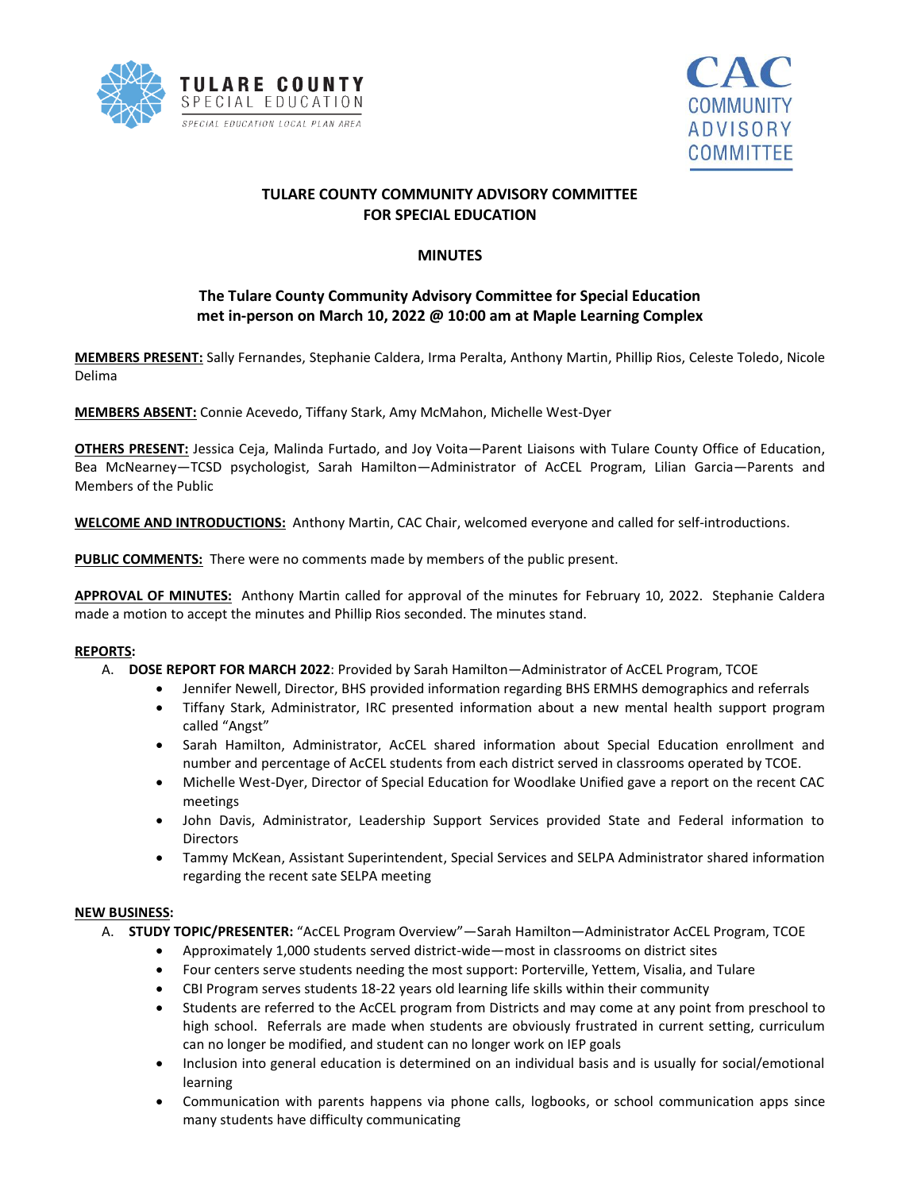# TULARE COUNTY COMMUNITY ADVISORY COMMITTEE FOR SPECIAL EDUCATION

## MINUTES

### The Tulare County Community Advisory Committee for Special Education met in-person on March 10, 2022 @ 10:00 am at Maple Learning Complex

**MEMBERS PRESENT:** Sally Fernandes, Stephanie Caldera, Irma Peralta, Anthony Martin, Phillip Rios, Celeste Toledo, Nicole Delima

**MEMBERS ABSENT:** Connie Acevedo, Tiffany Stark, Amy McMahon, Michelle West-Dyer

**OTHERS PRESENT:** Jessica Ceja, Malinda Furtado, and Joy Voita—Parent Liaisons with Tulare County Office of Education, Bea McNearney—TCSD psychologist, Sarah Hamilton—Administrator of AcCEL Program, Lilian Garcia—Parents and Members of the Public

**WELCOME AND INTRODUCTIONS:** Anthony Martin, CAC Chair, welcomed everyone and called for self-introductions.

**PUBLIC COMMENTS:** There were no comments made by members of the public present.

**APPROVAL OF MINUTES:** Anthony Martin called for approval of the minutes for February 10, 2022. Stephanie Caldera made a motion to accept the minutes and Phillip Rios seconded. The minutes stand.

**REPORTS:**

A. **DOSE REPORT FOR MARCH 2022**: Provided by Sarah Hamilton—Administrator of AcCEL Program, TCOE
   - Jennifer Newell, Director, BHS provided information regarding BHS ERMHS demographics and referrals
   - Tiffany Stark, Administrator, IRC presented information about a new mental health support program called "Angst"
   - Sarah Hamilton, Administrator, AcCEL shared information about Special Education enrollment and number and percentage of AcCEL students from each district served in classrooms operated by TCOE.
   - Michelle West-Dyer, Director of Special Education for Woodlake Unified gave a report on the recent CAC meetings
   - John Davis, Administrator, Leadership Support Services provided State and Federal information to Directors
   - Tammy McKean, Assistant Superintendent, Special Services and SELPA Administrator shared information regarding the recent sate SELPA meeting

**NEW BUSINESS:**

A. **STUDY TOPIC/PRESENTER:** "AcCEL Program Overview"—Sarah Hamilton—Administrator AcCEL Program, TCOE
   - Approximately 1,000 students served district-wide—most in classrooms on district sites
   - Four centers serve students needing the most support: Porterville, Yettem, Visalia, and Tulare
   - CBI Program serves students 18-22 years old learning life skills within their community
   - Students are referred to the AcCEL program from Districts and may come at any point from preschool to high school. Referrals are made when students are obviously frustrated in current setting, curriculum can no longer be modified, and student can no longer work on IEP goals
   - Inclusion into general education is determined on an individual basis and is usually for social/emotional learning
   - Communication with parents happens via phone calls, logbooks, or school communication apps since many students have difficulty communicating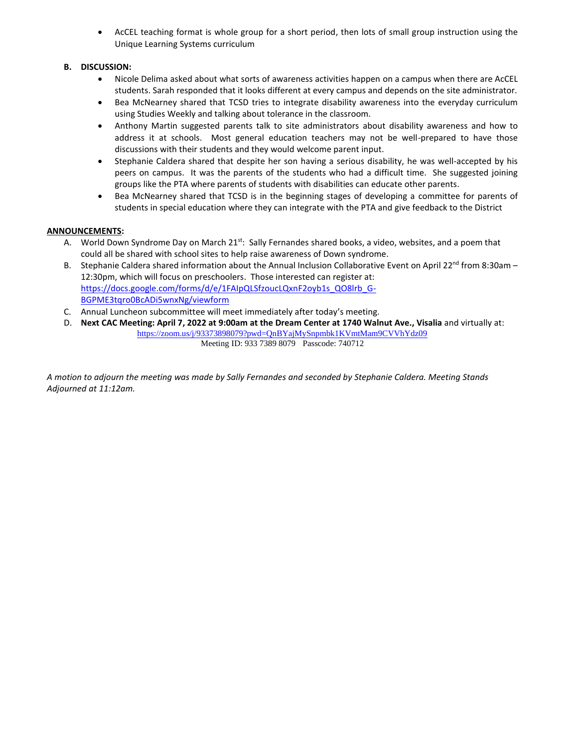- AcCEL teaching format is whole group for a short period, then lots of small group instruction using the Unique Learning Systems curriculum

**B. DISCUSSION:**

- Nicole Delima asked about what sorts of awareness activities happen on a campus when there are AcCEL students. Sarah responded that it looks different at every campus and depends on the site administrator.
- Bea McNearney shared that TCSD tries to integrate disability awareness into the everyday curriculum using Studies Weekly and talking about tolerance in the classroom.
- Anthony Martin suggested parents talk to site administrators about disability awareness and how to address it at schools. Most general education teachers may not be well-prepared to have those discussions with their students and they would welcome parent input.
- Stephanie Caldera shared that despite her son having a serious disability, he was well-accepted by his peers on campus. It was the parents of the students who had a difficult time. She suggested joining groups like the PTA where parents of students with disabilities can educate other parents.
- Bea McNearney shared that TCSD is in the beginning stages of developing a committee for parents of students in special education where they can integrate with the PTA and give feedback to the District

**ANNOUNCEMENTS:**

A. World Down Syndrome Day on March 21st: Sally Fernandes shared books, a video, websites, and a poem that could all be shared with school sites to help raise awareness of Down syndrome.

B. Stephanie Caldera shared information about the Annual Inclusion Collaborative Event on April 22nd from 8:30am – 12:30pm, which will focus on preschoolers. Those interested can register at: https://docs.google.com/forms/d/e/1FAIpQLSfzoucLQxnF2oyb1s_QO8lrb_G-BGPME3tqro0BcADi5wnxNg/viewform

C. Annual Luncheon subcommittee will meet immediately after today's meeting.

D. **Next CAC Meeting: April 7, 2022 at 9:00am at the Dream Center at 1740 Walnut Ave., Visalia** and virtually at: https://zoom.us/j/93373898079?pwd=QnBYajMySnpmbk1KVmtMam9CVVhYdz09
Meeting ID: 933 7389 8079 Passcode: 740712

*A motion to adjourn the meeting was made by Sally Fernandes and seconded by Stephanie Caldera. Meeting Stands Adjourned at 11:12am.*